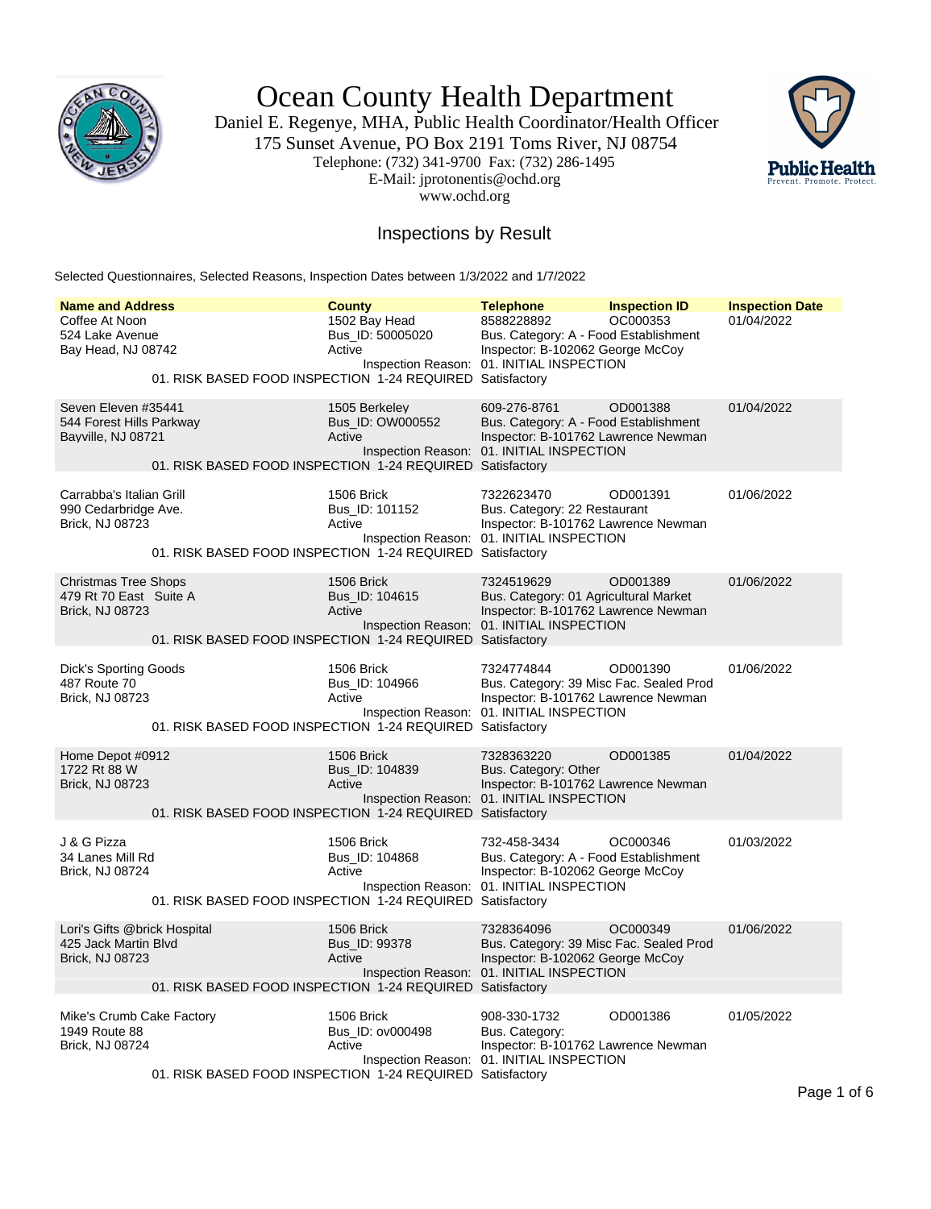# Ocean County Health Department

Daniel E. Regenye, MHA, Public Health Coordinator/Health Officer
175 Sunset Avenue, PO Box 2191 Toms River, NJ 08754
Telephone: (732) 341-9700 Fax: (732) 286-1495
E-Mail: jprotonentis@ochd.org
www.ochd.org

## Inspections by Result

Selected Questionnaires, Selected Reasons, Inspection Dates between 1/3/2022 and 1/7/2022

| Name and Address | County | Telephone | Inspection ID | Inspection Date |
|---|---|---|---|---|
| Coffee At Noon<br>524 Lake Avenue<br>Bay Head, NJ 08742 | 1502 Bay Head<br>Bus_ID: 50005020<br>Active | 8588228892<br>Bus. Category: A - Food Establishment<br>Inspector: B-102062 George McCoy | OC000353 | 01/04/2022 |
| Inspection Reason: 01. INITIAL INSPECTION<br>01. RISK BASED FOOD INSPECTION 1-24 REQUIRED Satisfactory | | | | |
| Seven Eleven #35441<br>544 Forest Hills Parkway<br>Bayville, NJ 08721 | 1505 Berkeley<br>Bus_ID: OW000552<br>Active | 609-276-8761<br>Bus. Category: A - Food Establishment<br>Inspector: B-101762 Lawrence Newman | OD001388 | 01/04/2022 |
| Inspection Reason: 01. INITIAL INSPECTION<br>01. RISK BASED FOOD INSPECTION 1-24 REQUIRED Satisfactory | | | | |
| Carrabba's Italian Grill<br>990 Cedarbridge Ave.<br>Brick, NJ 08723 | 1506 Brick<br>Bus_ID: 101152<br>Active | 7322623470<br>Bus. Category: 22 Restaurant<br>Inspector: B-101762 Lawrence Newman | OD001391 | 01/06/2022 |
| Inspection Reason: 01. INITIAL INSPECTION<br>01. RISK BASED FOOD INSPECTION 1-24 REQUIRED Satisfactory | | | | |
| Christmas Tree Shops<br>479 Rt 70 East Suite A<br>Brick, NJ 08723 | 1506 Brick<br>Bus_ID: 104615<br>Active | 7324519629<br>Bus. Category: 01 Agricultural Market<br>Inspector: B-101762 Lawrence Newman | OD001389 | 01/06/2022 |
| Inspection Reason: 01. INITIAL INSPECTION<br>01. RISK BASED FOOD INSPECTION 1-24 REQUIRED Satisfactory | | | | |
| Dick's Sporting Goods<br>487 Route 70<br>Brick, NJ 08723 | 1506 Brick<br>Bus_ID: 104966<br>Active | 7324774844<br>Bus. Category: 39 Misc Fac. Sealed Prod<br>Inspector: B-101762 Lawrence Newman | OD001390 | 01/06/2022 |
| Inspection Reason: 01. INITIAL INSPECTION<br>01. RISK BASED FOOD INSPECTION 1-24 REQUIRED Satisfactory | | | | |
| Home Depot #0912<br>1722 Rt 88 W<br>Brick, NJ 08723 | 1506 Brick<br>Bus_ID: 104839<br>Active | 7328363220<br>Bus. Category: Other<br>Inspector: B-101762 Lawrence Newman | OD001385 | 01/04/2022 |
| Inspection Reason: 01. INITIAL INSPECTION<br>01. RISK BASED FOOD INSPECTION 1-24 REQUIRED Satisfactory | | | | |
| J & G Pizza<br>34 Lanes Mill Rd<br>Brick, NJ 08724 | 1506 Brick<br>Bus_ID: 104868<br>Active | 732-458-3434<br>Bus. Category: A - Food Establishment<br>Inspector: B-102062 George McCoy | OC000346 | 01/03/2022 |
| Inspection Reason: 01. INITIAL INSPECTION<br>01. RISK BASED FOOD INSPECTION 1-24 REQUIRED Satisfactory | | | | |
| Lori's Gifts @brick Hospital<br>425 Jack Martin Blvd<br>Brick, NJ 08723 | 1506 Brick<br>Bus_ID: 99378<br>Active | 7328364096<br>Bus. Category: 39 Misc Fac. Sealed Prod<br>Inspector: B-102062 George McCoy | OC000349 | 01/06/2022 |
| Inspection Reason: 01. INITIAL INSPECTION<br>01. RISK BASED FOOD INSPECTION 1-24 REQUIRED Satisfactory | | | | |
| Mike's Crumb Cake Factory<br>1949 Route 88<br>Brick, NJ 08724 | 1506 Brick<br>Bus_ID: ov000498<br>Active | 908-330-1732<br>Bus. Category:<br>Inspector: B-101762 Lawrence Newman | OD001386 | 01/05/2022 |
| Inspection Reason: 01. INITIAL INSPECTION<br>01. RISK BASED FOOD INSPECTION 1-24 REQUIRED Satisfactory | | | | |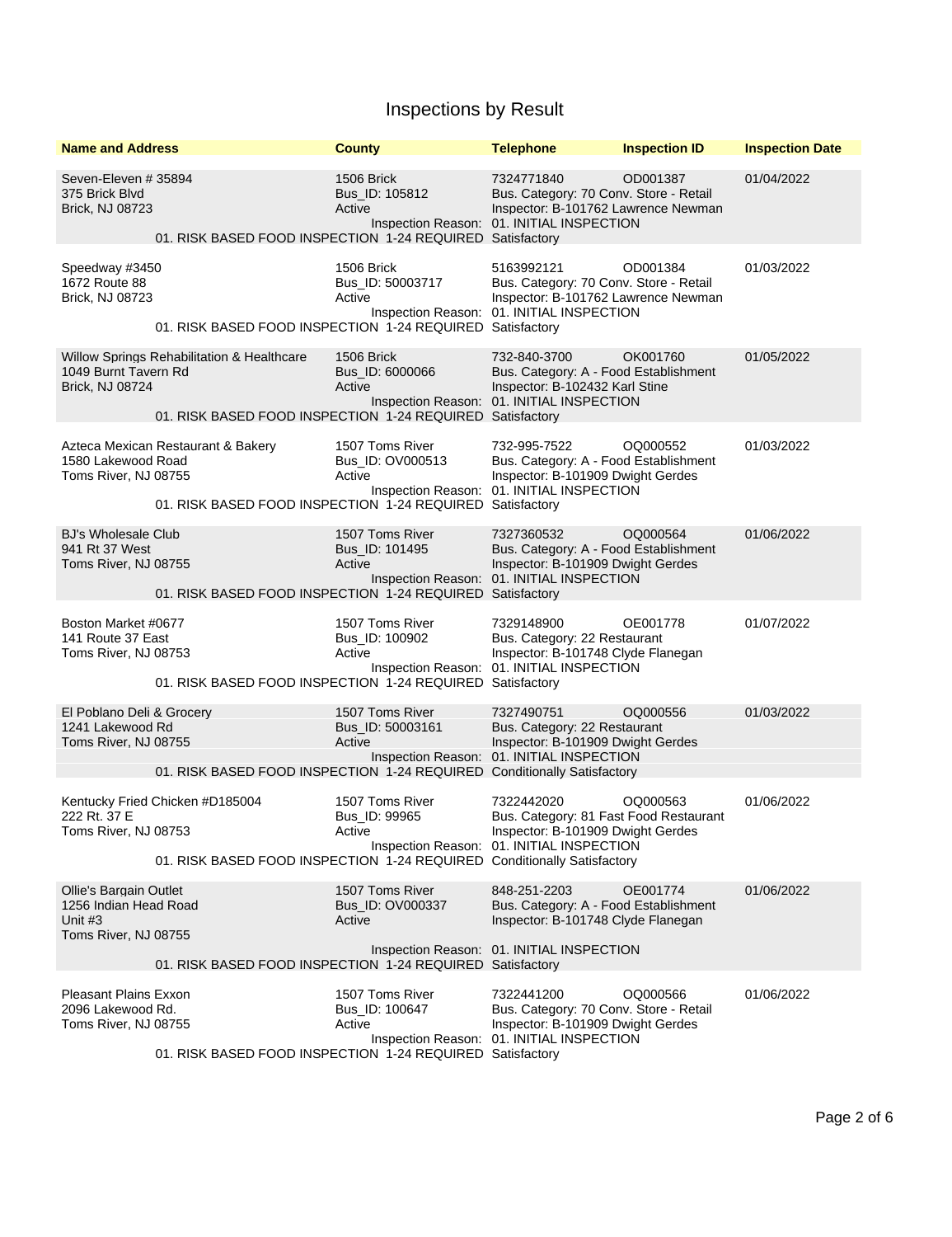# Inspections by Result

| Name and Address | County | Telephone | Inspection ID | Inspection Date |
|---|---|---|---|---|
| Seven-Eleven # 35894<br>375 Brick Blvd<br>Brick, NJ 08723 | 1506 Brick<br>Bus_ID: 105812<br>Active | 7324771840<br>Bus. Category: 70 Conv. Store - Retail<br>Inspector: B-101762 Lawrence Newman | OD001387 | 01/04/2022 |
| Inspection Reason: 01. INITIAL INSPECTION<br>01. RISK BASED FOOD INSPECTION 1-24 REQUIRED | | Satisfactory | | |
| Speedway #3450<br>1672 Route 88<br>Brick, NJ 08723 | 1506 Brick<br>Bus_ID: 50003717<br>Active | 5163992121<br>Bus. Category: 70 Conv. Store - Retail<br>Inspector: B-101762 Lawrence Newman | OD001384 | 01/03/2022 |
| Inspection Reason: 01. INITIAL INSPECTION<br>01. RISK BASED FOOD INSPECTION 1-24 REQUIRED | | Satisfactory | | |
| Willow Springs Rehabilitation & Healthcare<br>1049 Burnt Tavern Rd<br>Brick, NJ 08724 | 1506 Brick<br>Bus_ID: 6000066<br>Active | 732-840-3700<br>Bus. Category: A - Food Establishment<br>Inspector: B-102432 Karl Stine | OK001760 | 01/05/2022 |
| Inspection Reason: 01. INITIAL INSPECTION<br>01. RISK BASED FOOD INSPECTION 1-24 REQUIRED | | Satisfactory | | |
| Azteca Mexican Restaurant & Bakery<br>1580 Lakewood Road<br>Toms River, NJ 08755 | 1507 Toms River<br>Bus_ID: OV000513<br>Active | 732-995-7522<br>Bus. Category: A - Food Establishment<br>Inspector: B-101909 Dwight Gerdes | OQ000552 | 01/03/2022 |
| Inspection Reason: 01. INITIAL INSPECTION<br>01. RISK BASED FOOD INSPECTION 1-24 REQUIRED | | Satisfactory | | |
| BJ's Wholesale Club<br>941 Rt 37 West<br>Toms River, NJ 08755 | 1507 Toms River<br>Bus_ID: 101495<br>Active | 7327360532<br>Bus. Category: A - Food Establishment<br>Inspector: B-101909 Dwight Gerdes | OQ000564 | 01/06/2022 |
| Inspection Reason: 01. INITIAL INSPECTION<br>01. RISK BASED FOOD INSPECTION 1-24 REQUIRED | | Satisfactory | | |
| Boston Market #0677<br>141 Route 37 East<br>Toms River, NJ 08753 | 1507 Toms River<br>Bus_ID: 100902<br>Active | 7329148900<br>Bus. Category: 22 Restaurant<br>Inspector: B-101748 Clyde Flanegan | OE001778 | 01/07/2022 |
| Inspection Reason: 01. INITIAL INSPECTION<br>01. RISK BASED FOOD INSPECTION 1-24 REQUIRED | | Satisfactory | | |
| El Poblano Deli & Grocery<br>1241 Lakewood Rd<br>Toms River, NJ 08755 | 1507 Toms River<br>Bus_ID: 50003161<br>Active | 7327490751<br>Bus. Category: 22 Restaurant<br>Inspector: B-101909 Dwight Gerdes | OQ000556 | 01/03/2022 |
| Inspection Reason: 01. INITIAL INSPECTION<br>01. RISK BASED FOOD INSPECTION 1-24 REQUIRED | | Conditionally Satisfactory | | |
| Kentucky Fried Chicken #D185004<br>222 Rt. 37 E<br>Toms River, NJ 08753 | 1507 Toms River<br>Bus_ID: 99965<br>Active | 7322442020<br>Bus. Category: 81 Fast Food Restaurant<br>Inspector: B-101909 Dwight Gerdes | OQ000563 | 01/06/2022 |
| Inspection Reason: 01. INITIAL INSPECTION<br>01. RISK BASED FOOD INSPECTION 1-24 REQUIRED | | Conditionally Satisfactory | | |
| Ollie's Bargain Outlet<br>1256 Indian Head Road<br>Unit #3<br>Toms River, NJ 08755 | 1507 Toms River<br>Bus_ID: OV000337<br>Active | 848-251-2203<br>Bus. Category: A - Food Establishment<br>Inspector: B-101748 Clyde Flanegan | OE001774 | 01/06/2022 |
| Inspection Reason: 01. INITIAL INSPECTION<br>01. RISK BASED FOOD INSPECTION 1-24 REQUIRED | | Satisfactory | | |
| Pleasant Plains Exxon<br>2096 Lakewood Rd.<br>Toms River, NJ 08755 | 1507 Toms River<br>Bus_ID: 100647<br>Active | 7322441200<br>Bus. Category: 70 Conv. Store - Retail<br>Inspector: B-101909 Dwight Gerdes | OQ000566 | 01/06/2022 |
| Inspection Reason: 01. INITIAL INSPECTION<br>01. RISK BASED FOOD INSPECTION 1-24 REQUIRED | | Satisfactory | | |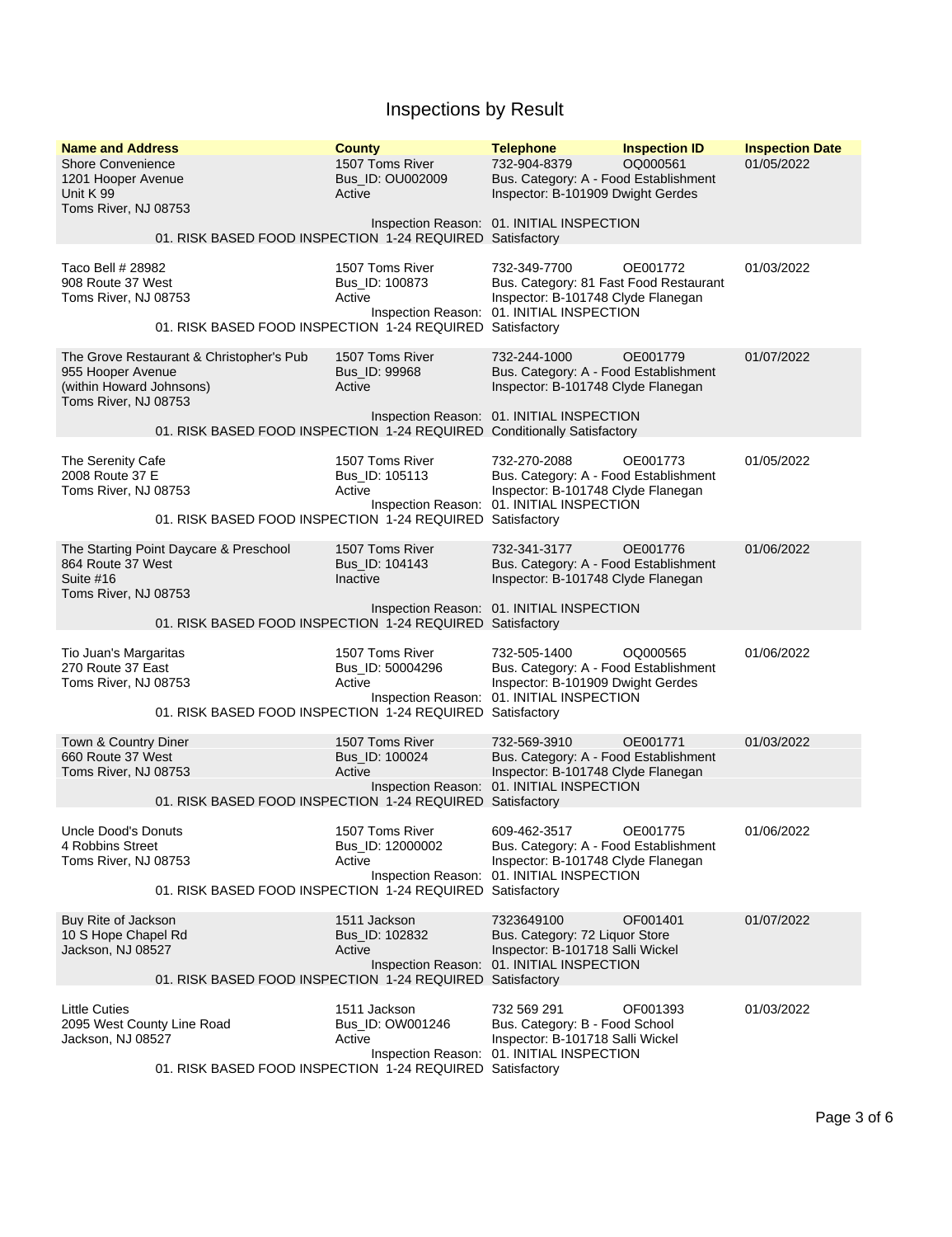# Inspections by Result

| Name and Address | County | Telephone | Inspection ID | Inspection Date |
|---|---|---|---|---|
| Shore Convenience<br>1201 Hooper Avenue<br>Unit K 99<br>Toms River, NJ 08753 | 1507 Toms River<br>Bus_ID: OU002009<br>Active | 732-904-8379<br>Bus. Category: A - Food Establishment<br>Inspector: B-101909 Dwight Gerdes | OQ000561 | 01/05/2022 |
| | Inspection Reason: | 01. INITIAL INSPECTION | | |
| 01. RISK BASED FOOD INSPECTION 1-24 REQUIRED | | Satisfactory | | |
| Taco Bell # 28982<br>908 Route 37 West<br>Toms River, NJ 08753 | 1507 Toms River<br>Bus_ID: 100873<br>Active | 732-349-7700<br>Bus. Category: 81 Fast Food Restaurant<br>Inspector: B-101748 Clyde Flanegan | OE001772 | 01/03/2022 |
| | Inspection Reason: | 01. INITIAL INSPECTION | | |
| 01. RISK BASED FOOD INSPECTION 1-24 REQUIRED | | Satisfactory | | |
| The Grove Restaurant & Christopher's Pub<br>955 Hooper Avenue<br>(within Howard Johnsons)<br>Toms River, NJ 08753 | 1507 Toms River<br>Bus_ID: 99968<br>Active | 732-244-1000<br>Bus. Category: A - Food Establishment<br>Inspector: B-101748 Clyde Flanegan | OE001779 | 01/07/2022 |
| | Inspection Reason: | 01. INITIAL INSPECTION | | |
| 01. RISK BASED FOOD INSPECTION 1-24 REQUIRED | | Conditionally Satisfactory | | |
| The Serenity Cafe<br>2008 Route 37 E<br>Toms River, NJ 08753 | 1507 Toms River<br>Bus_ID: 105113<br>Active | 732-270-2088<br>Bus. Category: A - Food Establishment<br>Inspector: B-101748 Clyde Flanegan | OE001773 | 01/05/2022 |
| | Inspection Reason: | 01. INITIAL INSPECTION | | |
| 01. RISK BASED FOOD INSPECTION 1-24 REQUIRED | | Satisfactory | | |
| The Starting Point Daycare & Preschool<br>864 Route 37 West<br>Suite #16<br>Toms River, NJ 08753 | 1507 Toms River<br>Bus_ID: 104143<br>Inactive | 732-341-3177<br>Bus. Category: A - Food Establishment<br>Inspector: B-101748 Clyde Flanegan | OE001776 | 01/06/2022 |
| | Inspection Reason: | 01. INITIAL INSPECTION | | |
| 01. RISK BASED FOOD INSPECTION 1-24 REQUIRED | | Satisfactory | | |
| Tio Juan's Margaritas<br>270 Route 37 East<br>Toms River, NJ 08753 | 1507 Toms River<br>Bus_ID: 50004296<br>Active | 732-505-1400<br>Bus. Category: A - Food Establishment<br>Inspector: B-101909 Dwight Gerdes | OQ000565 | 01/06/2022 |
| | Inspection Reason: | 01. INITIAL INSPECTION | | |
| 01. RISK BASED FOOD INSPECTION 1-24 REQUIRED | | Satisfactory | | |
| Town & Country Diner<br>660 Route 37 West<br>Toms River, NJ 08753 | 1507 Toms River<br>Bus_ID: 100024<br>Active | 732-569-3910<br>Bus. Category: A - Food Establishment<br>Inspector: B-101748 Clyde Flanegan | OE001771 | 01/03/2022 |
| | Inspection Reason: | 01. INITIAL INSPECTION | | |
| 01. RISK BASED FOOD INSPECTION 1-24 REQUIRED | | Satisfactory | | |
| Uncle Dood's Donuts<br>4 Robbins Street<br>Toms River, NJ 08753 | 1507 Toms River<br>Bus_ID: 12000002<br>Active | 609-462-3517<br>Bus. Category: A - Food Establishment<br>Inspector: B-101748 Clyde Flanegan | OE001775 | 01/06/2022 |
| | Inspection Reason: | 01. INITIAL INSPECTION | | |
| 01. RISK BASED FOOD INSPECTION 1-24 REQUIRED | | Satisfactory | | |
| Buy Rite of Jackson<br>10 S Hope Chapel Rd<br>Jackson, NJ 08527 | 1511 Jackson<br>Bus_ID: 102832<br>Active | 7323649100<br>Bus. Category: 72 Liquor Store<br>Inspector: B-101718 Salli Wickel | OF001401 | 01/07/2022 |
| | Inspection Reason: | 01. INITIAL INSPECTION | | |
| 01. RISK BASED FOOD INSPECTION 1-24 REQUIRED | | Satisfactory | | |
| Little Cuties<br>2095 West County Line Road<br>Jackson, NJ 08527 | 1511 Jackson<br>Bus_ID: OW001246<br>Active | 732 569 291<br>Bus. Category: B - Food School<br>Inspector: B-101718 Salli Wickel | OF001393 | 01/03/2022 |
| | Inspection Reason: | 01. INITIAL INSPECTION | | |
| 01. RISK BASED FOOD INSPECTION 1-24 REQUIRED | | Satisfactory | | |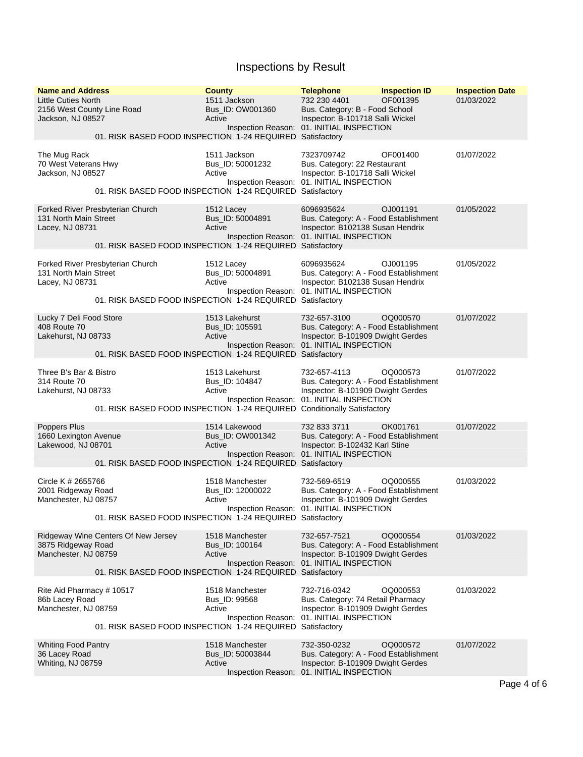# Inspections by Result

| Name and Address | County | Telephone | Inspection ID | Inspection Date |
|---|---|---|---|---|
| Little Cuties North<br>2156 West County Line Road<br>Jackson, NJ 08527 | 1511 Jackson<br>Bus_ID: OW001360<br>Active | 732 230 4401<br>Bus. Category: B - Food School<br>Inspector: B-101718 Salli Wickel | OF001395 | 01/03/2022 |
| Inspection Reason: 01. INITIAL INSPECTION<br>01. RISK BASED FOOD INSPECTION 1-24 REQUIRED Satisfactory | | | | |
| The Mug Rack<br>70 West Veterans Hwy<br>Jackson, NJ 08527 | 1511 Jackson<br>Bus_ID: 50001232<br>Active | 7323709742<br>Bus. Category: 22 Restaurant<br>Inspector: B-101718 Salli Wickel | OF001400 | 01/07/2022 |
| Inspection Reason: 01. INITIAL INSPECTION<br>01. RISK BASED FOOD INSPECTION 1-24 REQUIRED Satisfactory | | | | |
| Forked River Presbyterian Church<br>131 North Main Street<br>Lacey, NJ 08731 | 1512 Lacey<br>Bus_ID: 50004891<br>Active | 6096935624<br>Bus. Category: A - Food Establishment<br>Inspector: B102138 Susan Hendrix | OJ001191 | 01/05/2022 |
| Inspection Reason: 01. INITIAL INSPECTION<br>01. RISK BASED FOOD INSPECTION 1-24 REQUIRED Satisfactory | | | | |
| Forked River Presbyterian Church<br>131 North Main Street<br>Lacey, NJ 08731 | 1512 Lacey<br>Bus_ID: 50004891<br>Active | 6096935624<br>Bus. Category: A - Food Establishment<br>Inspector: B102138 Susan Hendrix | OJ001195 | 01/05/2022 |
| Inspection Reason: 01. INITIAL INSPECTION<br>01. RISK BASED FOOD INSPECTION 1-24 REQUIRED Satisfactory | | | | |
| Lucky 7 Deli Food Store<br>408 Route 70<br>Lakehurst, NJ 08733 | 1513 Lakehurst<br>Bus_ID: 105591<br>Active | 732-657-3100<br>Bus. Category: A - Food Establishment<br>Inspector: B-101909 Dwight Gerdes | OQ000570 | 01/07/2022 |
| Inspection Reason: 01. INITIAL INSPECTION<br>01. RISK BASED FOOD INSPECTION 1-24 REQUIRED Satisfactory | | | | |
| Three B's Bar & Bistro<br>314 Route 70<br>Lakehurst, NJ 08733 | 1513 Lakehurst<br>Bus_ID: 104847<br>Active | 732-657-4113<br>Bus. Category: A - Food Establishment<br>Inspector: B-101909 Dwight Gerdes | OQ000573 | 01/07/2022 |
| Inspection Reason: 01. INITIAL INSPECTION<br>01. RISK BASED FOOD INSPECTION 1-24 REQUIRED Conditionally Satisfactory | | | | |
| Poppers Plus<br>1660 Lexington Avenue<br>Lakewood, NJ 08701 | 1514 Lakewood<br>Bus_ID: OW001342<br>Active | 732 833 3711<br>Bus. Category: A - Food Establishment<br>Inspector: B-102432 Karl Stine | OK001761 | 01/07/2022 |
| Inspection Reason: 01. INITIAL INSPECTION<br>01. RISK BASED FOOD INSPECTION 1-24 REQUIRED Satisfactory | | | | |
| Circle K # 2655766<br>2001 Ridgeway Road<br>Manchester, NJ 08757 | 1518 Manchester<br>Bus_ID: 12000022<br>Active | 732-569-6519<br>Bus. Category: A - Food Establishment<br>Inspector: B-101909 Dwight Gerdes | OQ000555 | 01/03/2022 |
| Inspection Reason: 01. INITIAL INSPECTION<br>01. RISK BASED FOOD INSPECTION 1-24 REQUIRED Satisfactory | | | | |
| Ridgeway Wine Centers Of New Jersey<br>3875 Ridgeway Road<br>Manchester, NJ 08759 | 1518 Manchester<br>Bus_ID: 100164<br>Active | 732-657-7521<br>Bus. Category: A - Food Establishment<br>Inspector: B-101909 Dwight Gerdes | OQ000554 | 01/03/2022 |
| Inspection Reason: 01. INITIAL INSPECTION<br>01. RISK BASED FOOD INSPECTION 1-24 REQUIRED Satisfactory | | | | |
| Rite Aid Pharmacy # 10517<br>86b Lacey Road<br>Manchester, NJ 08759 | 1518 Manchester<br>Bus_ID: 99568<br>Active | 732-716-0342<br>Bus. Category: 74 Retail Pharmacy<br>Inspector: B-101909 Dwight Gerdes | OQ000553 | 01/03/2022 |
| Inspection Reason: 01. INITIAL INSPECTION<br>01. RISK BASED FOOD INSPECTION 1-24 REQUIRED Satisfactory | | | | |
| Whiting Food Pantry<br>36 Lacey Road<br>Whiting, NJ 08759 | 1518 Manchester<br>Bus_ID: 50003844<br>Active | 732-350-0232<br>Bus. Category: A - Food Establishment<br>Inspector: B-101909 Dwight Gerdes | OQ000572 | 01/07/2022 |
| Inspection Reason: 01. INITIAL INSPECTION | | | | |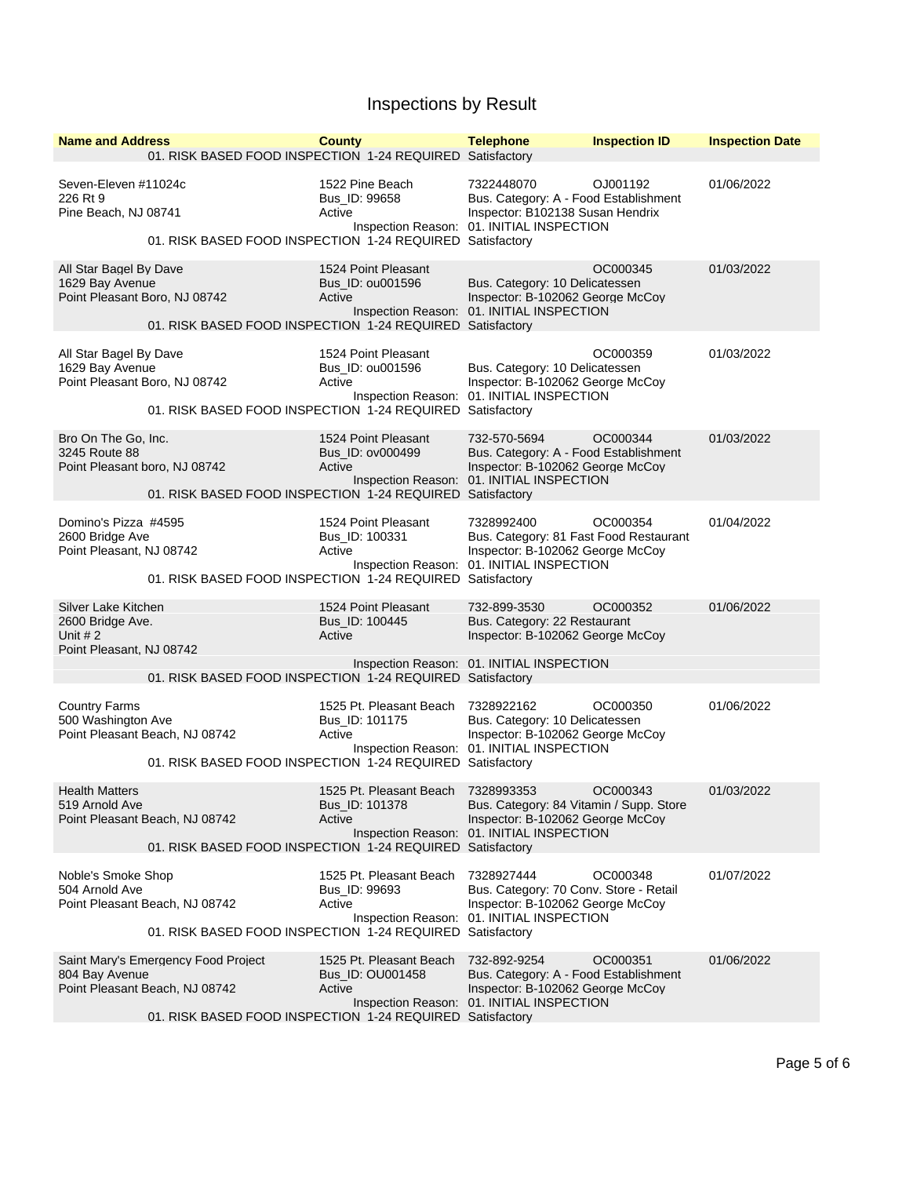# Inspections by Result

| Name and Address | County | Telephone | Inspection ID | Inspection Date |
|---|---|---|---|---|
| | | 01. RISK BASED FOOD INSPECTION 1-24 REQUIRED Satisfactory | | |
| Seven-Eleven #11024c<br>226 Rt 9<br>Pine Beach, NJ 08741 | 1522 Pine Beach<br>Bus_ID: 99658<br>Active | 7322448070<br>Bus. Category: A - Food Establishment<br>Inspector: B102138 Susan Hendrix<br>Inspection Reason: 01. INITIAL INSPECTION | OJ001192 | 01/06/2022 |
| | | 01. RISK BASED FOOD INSPECTION 1-24 REQUIRED Satisfactory | | |
| All Star Bagel By Dave<br>1629 Bay Avenue<br>Point Pleasant Boro, NJ 08742 | 1524 Point Pleasant<br>Bus_ID: ou001596<br>Active | Bus. Category: 10 Delicatessen<br>Inspector: B-102062 George McCoy<br>Inspection Reason: 01. INITIAL INSPECTION | OC000345 | 01/03/2022 |
| | | 01. RISK BASED FOOD INSPECTION 1-24 REQUIRED Satisfactory | | |
| All Star Bagel By Dave<br>1629 Bay Avenue<br>Point Pleasant Boro, NJ 08742 | 1524 Point Pleasant<br>Bus_ID: ou001596<br>Active | Bus. Category: 10 Delicatessen<br>Inspector: B-102062 George McCoy<br>Inspection Reason: 01. INITIAL INSPECTION | OC000359 | 01/03/2022 |
| | | 01. RISK BASED FOOD INSPECTION 1-24 REQUIRED Satisfactory | | |
| Bro On The Go, Inc.<br>3245 Route 88<br>Point Pleasant boro, NJ 08742 | 1524 Point Pleasant<br>Bus_ID: ov000499<br>Active | 732-570-5694<br>Bus. Category: A - Food Establishment<br>Inspector: B-102062 George McCoy<br>Inspection Reason: 01. INITIAL INSPECTION | OC000344 | 01/03/2022 |
| | | 01. RISK BASED FOOD INSPECTION 1-24 REQUIRED Satisfactory | | |
| Domino's Pizza #4595<br>2600 Bridge Ave<br>Point Pleasant, NJ 08742 | 1524 Point Pleasant<br>Bus_ID: 100331<br>Active | 7328992400<br>Bus. Category: 81 Fast Food Restaurant<br>Inspector: B-102062 George McCoy<br>Inspection Reason: 01. INITIAL INSPECTION | OC000354 | 01/04/2022 |
| | | 01. RISK BASED FOOD INSPECTION 1-24 REQUIRED Satisfactory | | |
| Silver Lake Kitchen<br>2600 Bridge Ave.<br>Unit # 2<br>Point Pleasant, NJ 08742 | 1524 Point Pleasant<br>Bus_ID: 100445<br>Active | 732-899-3530<br>Bus. Category: 22 Restaurant<br>Inspector: B-102062 George McCoy<br>Inspection Reason: 01. INITIAL INSPECTION | OC000352 | 01/06/2022 |
| | | 01. RISK BASED FOOD INSPECTION 1-24 REQUIRED Satisfactory | | |
| Country Farms<br>500 Washington Ave<br>Point Pleasant Beach, NJ 08742 | 1525 Pt. Pleasant Beach<br>Bus_ID: 101175<br>Active | 7328922162<br>Bus. Category: 10 Delicatessen<br>Inspector: B-102062 George McCoy<br>Inspection Reason: 01. INITIAL INSPECTION | OC000350 | 01/06/2022 |
| | | 01. RISK BASED FOOD INSPECTION 1-24 REQUIRED Satisfactory | | |
| Health Matters<br>519 Arnold Ave<br>Point Pleasant Beach, NJ 08742 | 1525 Pt. Pleasant Beach<br>Bus_ID: 101378<br>Active | 7328993353<br>Bus. Category: 84 Vitamin / Supp. Store<br>Inspector: B-102062 George McCoy<br>Inspection Reason: 01. INITIAL INSPECTION | OC000343 | 01/03/2022 |
| | | 01. RISK BASED FOOD INSPECTION 1-24 REQUIRED Satisfactory | | |
| Noble's Smoke Shop<br>504 Arnold Ave<br>Point Pleasant Beach, NJ 08742 | 1525 Pt. Pleasant Beach<br>Bus_ID: 99693<br>Active | 7328927444<br>Bus. Category: 70 Conv. Store - Retail<br>Inspector: B-102062 George McCoy<br>Inspection Reason: 01. INITIAL INSPECTION | OC000348 | 01/07/2022 |
| | | 01. RISK BASED FOOD INSPECTION 1-24 REQUIRED Satisfactory | | |
| Saint Mary's Emergency Food Project<br>804 Bay Avenue<br>Point Pleasant Beach, NJ 08742 | 1525 Pt. Pleasant Beach<br>Bus_ID: OU001458<br>Active | 732-892-9254<br>Bus. Category: A - Food Establishment<br>Inspector: B-102062 George McCoy<br>Inspection Reason: 01. INITIAL INSPECTION | OC000351 | 01/06/2022 |
| | | 01. RISK BASED FOOD INSPECTION 1-24 REQUIRED Satisfactory | | |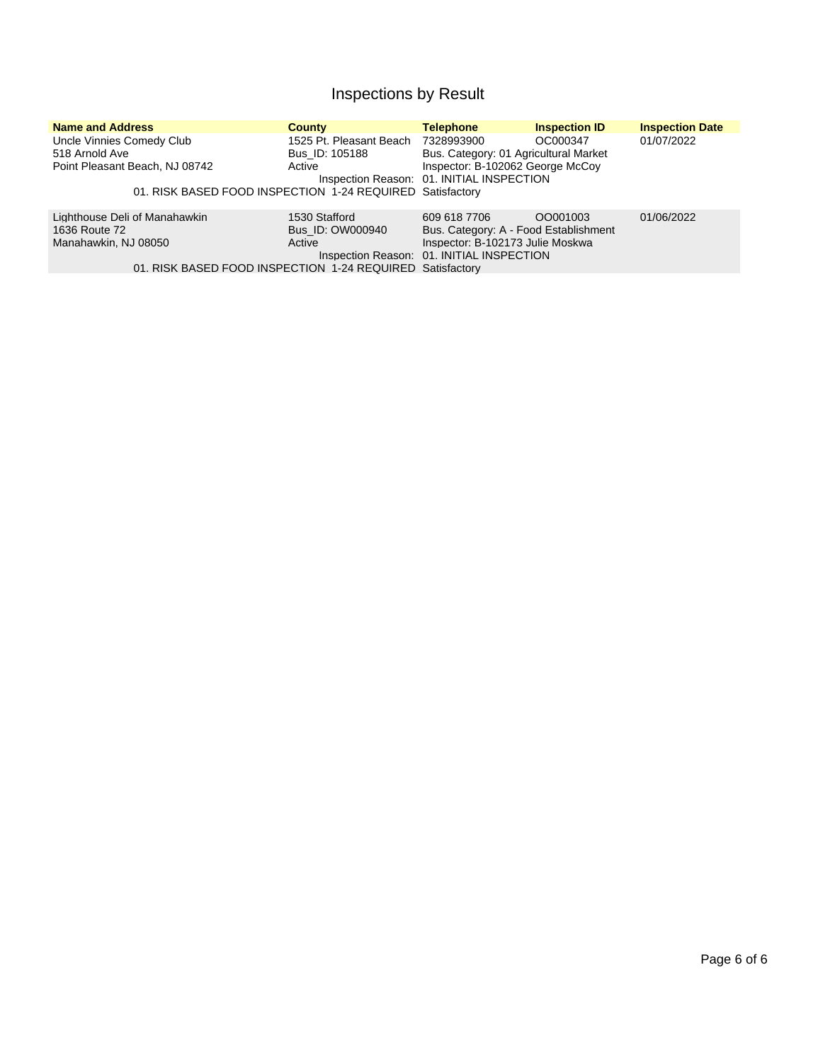# Inspections by Result

| Name and Address | County | Telephone | Inspection ID | Inspection Date |
|---|---|---|---|---|
| Uncle Vinnies Comedy Club<br>518 Arnold Ave<br>Point Pleasant Beach, NJ 08742 | 1525 Pt. Pleasant Beach<br>Bus_ID: 105188<br>Active | 7328993900<br>Bus. Category: 01 Agricultural Market<br>Inspector: B-102062 George McCoy | OC000347 | 01/07/2022 |
| Inspection Reason: 01. INITIAL INSPECTION<br>01. RISK BASED FOOD INSPECTION 1-24 REQUIRED Satisfactory | | | | |
| Lighthouse Deli of Manahawkin<br>1636 Route 72<br>Manahawkin, NJ 08050 | 1530 Stafford<br>Bus_ID: OW000940<br>Active | 609 618 7706<br>Bus. Category: A - Food Establishment<br>Inspector: B-102173 Julie Moskwa | OO001003 | 01/06/2022 |
| Inspection Reason: 01. INITIAL INSPECTION<br>01. RISK BASED FOOD INSPECTION 1-24 REQUIRED Satisfactory | | | | |